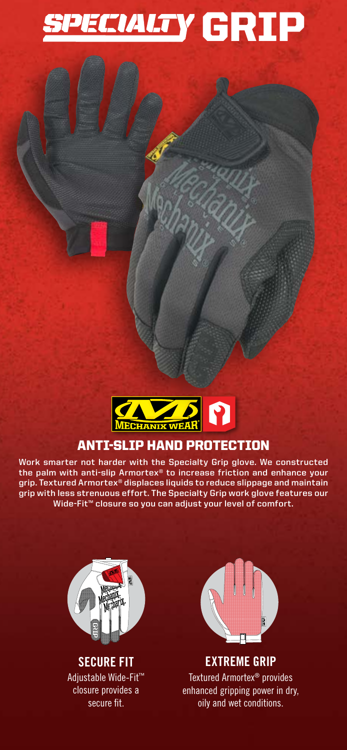# SPECIALTY GRIP

## ANTI-SLIP HAND PROTECTION

**Work smarter not harder with the Specialty Grip glove. We constructed the palm with anti-slip Armortex® to increase friction and enhance your grip. Textured Armortex® displaces liquids to reduce slippage and maintain grip with less strenuous effort. The Specialty Grip work glove features our Wide-Fit™ closure so you can adjust your level of comfort.**

### SECURE FIT

Adjustable Wide-Fit™ closure provides a secure fit.

### EXTREME GRIP

Textured Armortex® provides enhanced gripping power in dry, oily and wet conditions.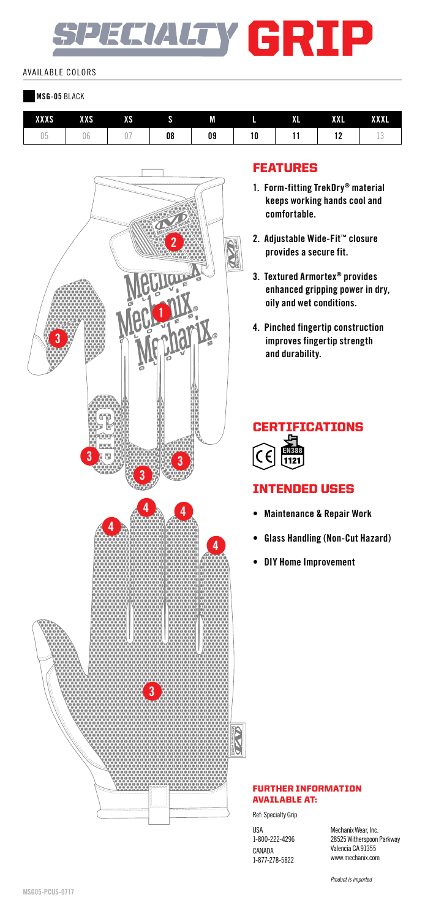# SPECIALTY GRIP

AVAILABLE COLORS

**MSG-05** BLACK

| XXXS | XXS | XS | S | M | L | XL | XXL | XXXL |
|---|---|---|---|---|---|---|---|---|
| 05 | 06 | 07 | 08 | 09 | 10 | 11 | 12 | 13 |

## FEATURES

1. **Form-fitting TrekDry® material keeps working hands cool and comfortable.**
2. **Adjustable Wide-Fit™ closure provides a secure fit.**
3. **Textured Armortex® provides enhanced gripping power in dry, oily and wet conditions.**
4. **Pinched fingertip construction improves fingertip strength and durability.**

## CERTIFICATIONS

CE

EN388
1121

## INTENDED USES

- **Maintenance & Repair Work**
- **Glass Handling (Non-Cut Hazard)**
- **DIY Home Improvement**

### FURTHER INFORMATION AVAILABLE AT:

Ref: Specialty Grip

USA
1-800-222-4296

CANADA
1-877-278-5822

Mechanix Wear, Inc.
28525 Witherspoon Parkway
Valencia CA 91355
www.mechanix.com

*Product is imported*

MSG05-PCUS-0717